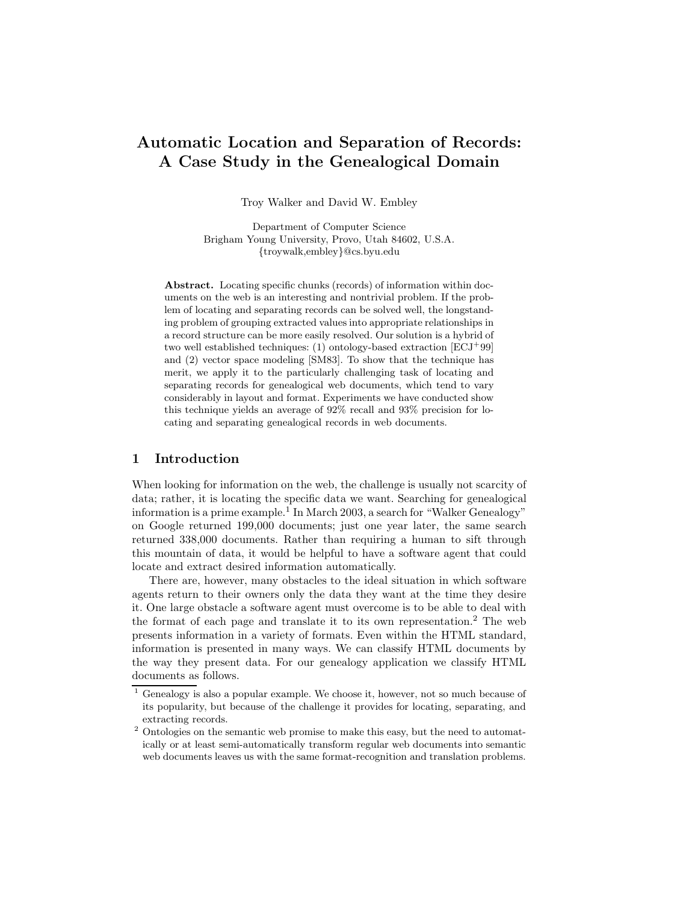# Automatic Location and Separation of Records: A Case Study in the Genealogical Domain

Troy Walker and David W. Embley

Department of Computer Science
Brigham Young University, Provo, Utah 84602, U.S.A.
{troywalk,embley}@cs.byu.edu

**Abstract.** Locating specific chunks (records) of information within documents on the web is an interesting and nontrivial problem. If the problem of locating and separating records can be solved well, the longstanding problem of grouping extracted values into appropriate relationships in a record structure can be more easily resolved. Our solution is a hybrid of two well established techniques: (1) ontology-based extraction [ECJ$^+$99] and (2) vector space modeling [SM83]. To show that the technique has merit, we apply it to the particularly challenging task of locating and separating records for genealogical web documents, which tend to vary considerably in layout and format. Experiments we have conducted show this technique yields an average of 92% recall and 93% precision for locating and separating genealogical records in web documents.

## 1 Introduction

When looking for information on the web, the challenge is usually not scarcity of data; rather, it is locating the specific data we want. Searching for genealogical information is a prime example.[1] In March 2003, a search for "Walker Genealogy" on Google returned 199,000 documents; just one year later, the same search returned 338,000 documents. Rather than requiring a human to sift through this mountain of data, it would be helpful to have a software agent that could locate and extract desired information automatically.

There are, however, many obstacles to the ideal situation in which software agents return to their owners only the data they want at the time they desire it. One large obstacle a software agent must overcome is to be able to deal with the format of each page and translate it to its own representation.[2] The web presents information in a variety of formats. Even within the HTML standard, information is presented in many ways. We can classify HTML documents by the way they present data. For our genealogy application we classify HTML documents as follows.

[1] Genealogy is also a popular example. We choose it, however, not so much because of its popularity, but because of the challenge it provides for locating, separating, and extracting records.

[2] Ontologies on the semantic web promise to make this easy, but the need to automatically or at least semi-automatically transform regular web documents into semantic web documents leaves us with the same format-recognition and translation problems.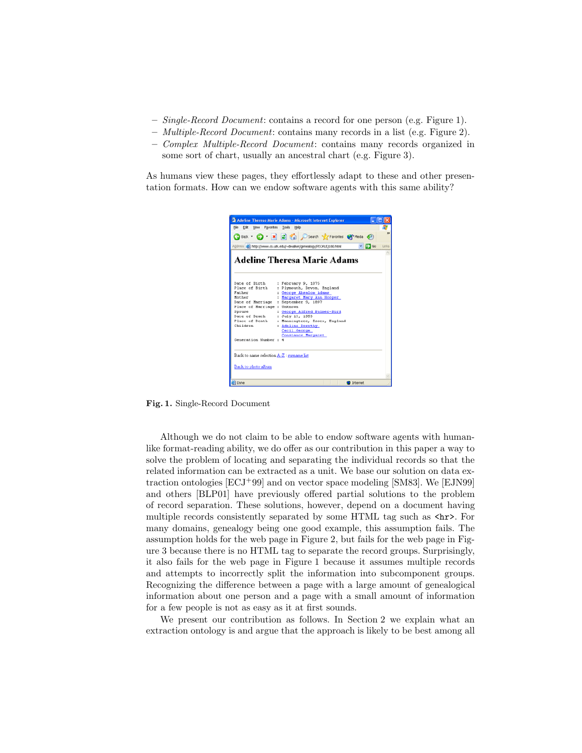– *Single-Record Document*: contains a record for one person (e.g. Figure 1).
– *Multiple-Record Document*: contains many records in a list (e.g. Figure 2).
– *Complex Multiple-Record Document*: contains many records organized in some sort of chart, usually an ancestral chart (e.g. Figure 3).

As humans view these pages, they effortlessly adapt to these and other presentation formats. How can we endow software agents with this same ability?

**Fig. 1.** Single-Record Document

Although we do not claim to be able to endow software agents with human-like format-reading ability, we do offer as our contribution in this paper a way to solve the problem of locating and separating the individual records so that the related information can be extracted as a unit. We base our solution on data extraction ontologies [ECJ+99] and on vector space modeling [SM83]. We [EJN99] and others [BLP01] have previously offered partial solutions to the problem of record separation. These solutions, however, depend on a document having multiple records consistently separated by some HTML tag such as `<hr>`. For many domains, genealogy being one good example, this assumption fails. The assumption holds for the web page in Figure 2, but fails for the web page in Figure 3 because there is no HTML tag to separate the record groups. Surprisingly, it also fails for the web page in Figure 1 because it assumes multiple records and attempts to incorrectly split the information into subcomponent groups. Recognizing the difference between a page with a large amount of genealogical information about one person and a page with a small amount of information for a few people is not as easy as it at first sounds.

We present our contribution as follows. In Section 2 we explain what an extraction ontology is and argue that the approach is likely to be best among all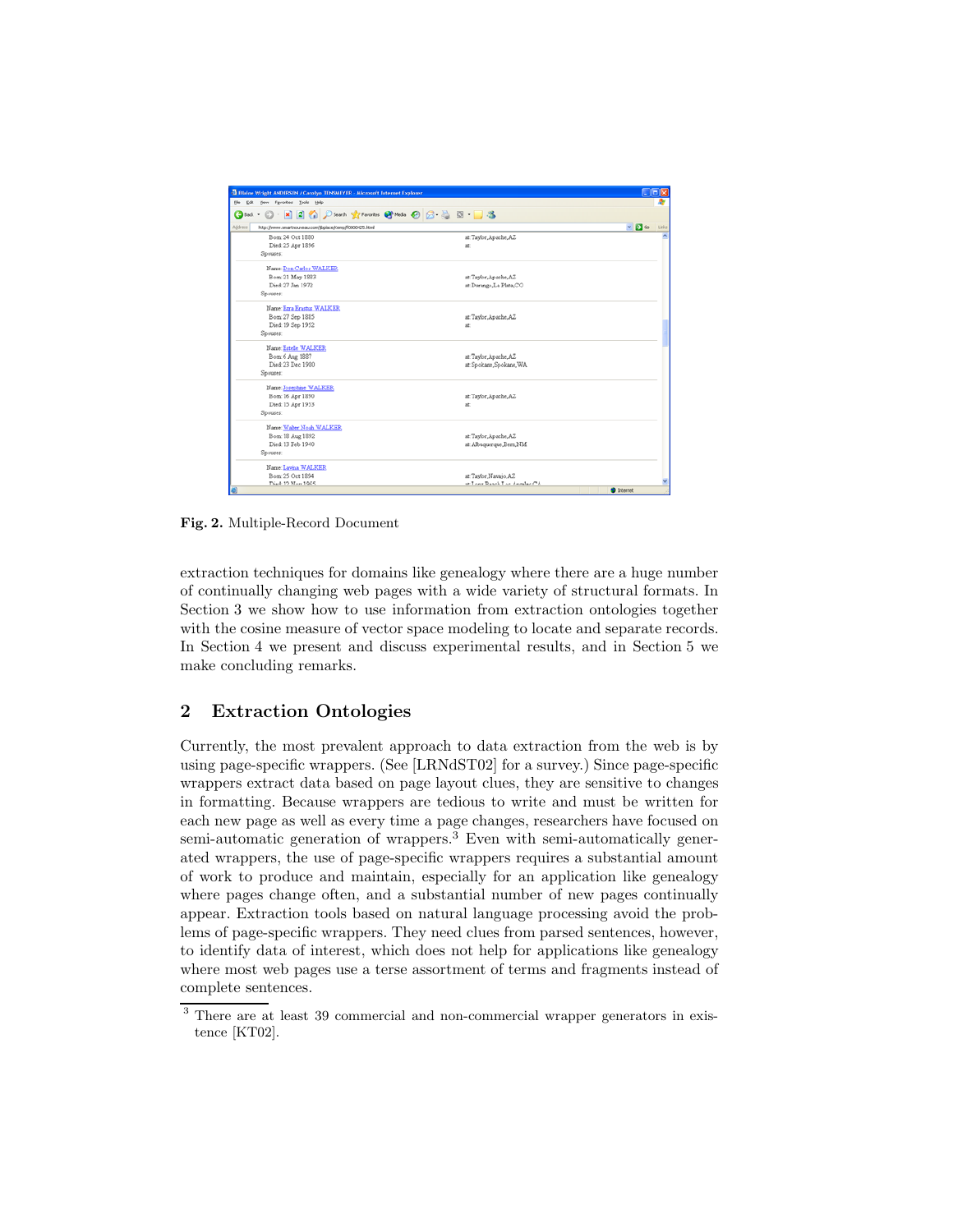Fig. 2. Multiple-Record Document

extraction techniques for domains like genealogy where there are a huge number of continually changing web pages with a wide variety of structural formats. In Section 3 we show how to use information from extraction ontologies together with the cosine measure of vector space modeling to locate and separate records. In Section 4 we present and discuss experimental results, and in Section 5 we make concluding remarks.

## 2 Extraction Ontologies

Currently, the most prevalent approach to data extraction from the web is by using page-specific wrappers. (See [LRNdST02] for a survey.) Since page-specific wrappers extract data based on page layout clues, they are sensitive to changes in formatting. Because wrappers are tedious to write and must be written for each new page as well as every time a page changes, researchers have focused on semi-automatic generation of wrappers.[3] Even with semi-automatically generated wrappers, the use of page-specific wrappers requires a substantial amount of work to produce and maintain, especially for an application like genealogy where pages change often, and a substantial number of new pages continually appear. Extraction tools based on natural language processing avoid the problems of page-specific wrappers. They need clues from parsed sentences, however, to identify data of interest, which does not help for applications like genealogy where most web pages use a terse assortment of terms and fragments instead of complete sentences.

[3] There are at least 39 commercial and non-commercial wrapper generators in existence [KT02].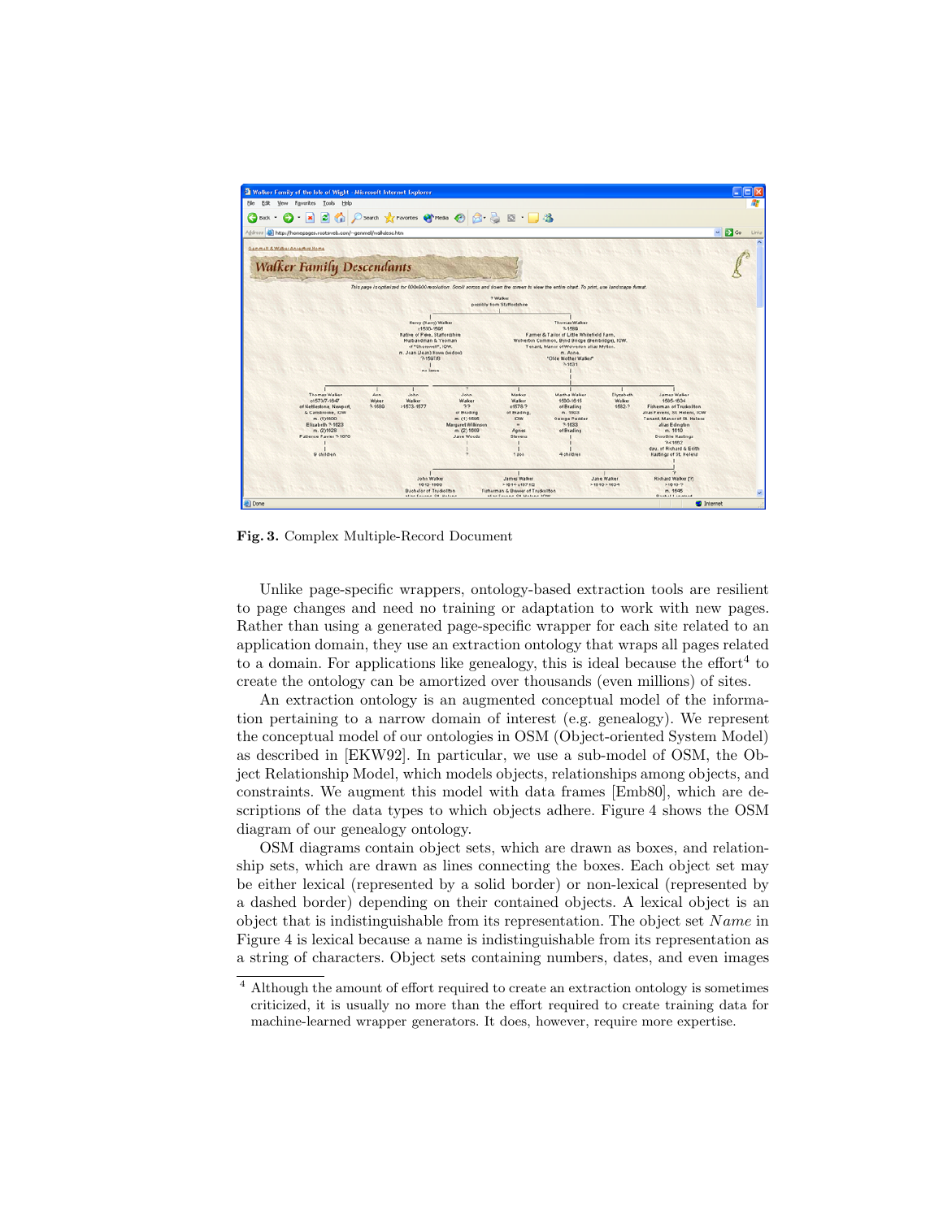Fig. 3. Complex Multiple-Record Document

Unlike page-specific wrappers, ontology-based extraction tools are resilient to page changes and need no training or adaptation to work with new pages. Rather than using a generated page-specific wrapper for each site related to an application domain, they use an extraction ontology that wraps all pages related to a domain. For applications like genealogy, this is ideal because the effort[4] to create the ontology can be amortized over thousands (even millions) of sites.

An extraction ontology is an augmented conceptual model of the information pertaining to a narrow domain of interest (e.g. genealogy). We represent the conceptual model of our ontologies in OSM (Object-oriented System Model) as described in [EKW92]. In particular, we use a sub-model of OSM, the Object Relationship Model, which models objects, relationships among objects, and constraints. We augment this model with data frames [Emb80], which are descriptions of the data types to which objects adhere. Figure 4 shows the OSM diagram of our genealogy ontology.

OSM diagrams contain object sets, which are drawn as boxes, and relationship sets, which are drawn as lines connecting the boxes. Each object set may be either lexical (represented by a solid border) or non-lexical (represented by a dashed border) depending on their contained objects. A lexical object is an object that is indistinguishable from its representation. The object set *Name* in Figure 4 is lexical because a name is indistinguishable from its representation as a string of characters. Object sets containing numbers, dates, and even images

[4] Although the amount of effort required to create an extraction ontology is sometimes criticized, it is usually no more than the effort required to create training data for machine-learned wrapper generators. It does, however, require more expertise.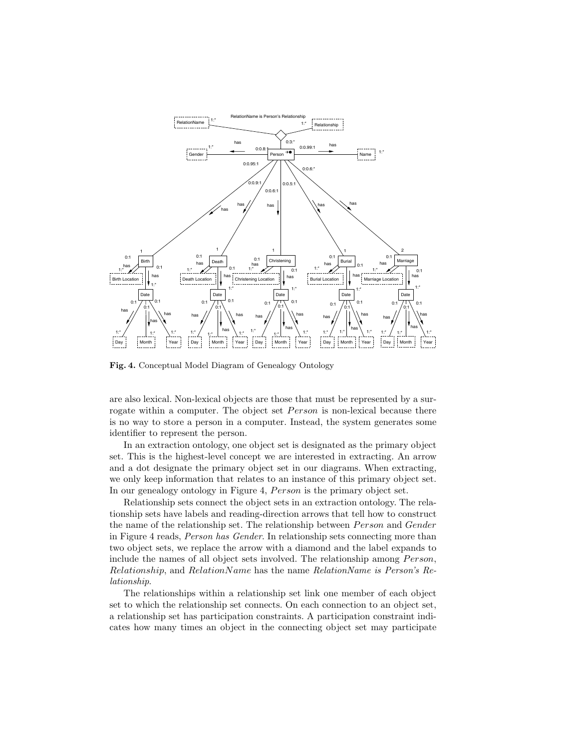**Fig. 4.** Conceptual Model Diagram of Genealogy Ontology

are also lexical. Non-lexical objects are those that must be represented by a surrogate within a computer. The object set *Person* is non-lexical because there is no way to store a person in a computer. Instead, the system generates some identifier to represent the person.

In an extraction ontology, one object set is designated as the primary object set. This is the highest-level concept we are interested in extracting. An arrow and a dot designate the primary object set in our diagrams. When extracting, we only keep information that relates to an instance of this primary object set. In our genealogy ontology in Figure 4, *Person* is the primary object set.

Relationship sets connect the object sets in an extraction ontology. The relationship sets have labels and reading-direction arrows that tell how to construct the name of the relationship set. The relationship between *Person* and *Gender* in Figure 4 reads, *Person has Gender*. In relationship sets connecting more than two object sets, we replace the arrow with a diamond and the label expands to include the names of all object sets involved. The relationship among *Person*, *Relationship*, and *RelationName* has the name *RelationName is Person's Relationship*.

The relationships within a relationship set link one member of each object set to which the relationship set connects. On each connection to an object set, a relationship set has participation constraints. A participation constraint indicates how many times an object in the connecting object set may participate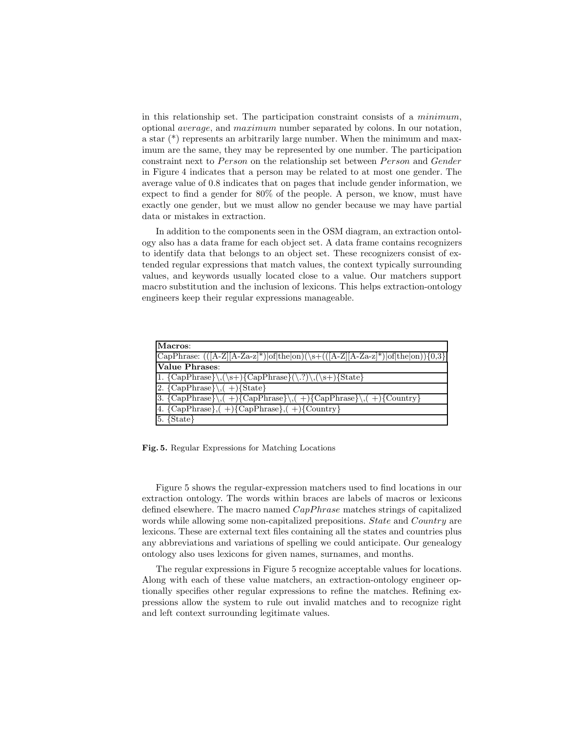in this relationship set. The participation constraint consists of a *minimum*, optional *average*, and *maximum* number separated by colons. In our notation, a star (*) represents an arbitrarily large number. When the minimum and maximum are the same, they may be represented by one number. The participation constraint next to *Person* on the relationship set between *Person* and *Gender* in Figure 4 indicates that a person may be related to at most one gender. The average value of 0.8 indicates that on pages that include gender information, we expect to find a gender for 80% of the people. A person, we know, must have exactly one gender, but we must allow no gender because we may have partial data or mistakes in extraction.

In addition to the components seen in the OSM diagram, an extraction ontology also has a data frame for each object set. A data frame contains recognizers to identify data that belongs to an object set. These recognizers consist of extended regular expressions that match values, the context typically surrounding values, and keywords usually located close to a value. Our matchers support macro substitution and the inclusion of lexicons. This helps extraction-ontology engineers keep their regular expressions manageable.

| **Macros**: |
|---|
| CapPhrase: (([A-Z][A-Za-z]*)\|of\|the\|on)(\s+(([A-Z][A-Za-z]*)\|of\|the\|on)){0,3} |
| **Value Phrases**: |
| 1. {CapPhrase}\,(\s+){CapPhrase}(\.?)\,(\s+){State} |
| 2. {CapPhrase}\,( +){State} |
| 3. {CapPhrase}\,( +){CapPhrase}\,( +){CapPhrase}\,( +){Country} |
| 4. {CapPhrase},( +){CapPhrase},( +){Country} |
| 5. {State} |

**Fig. 5.** Regular Expressions for Matching Locations

Figure 5 shows the regular-expression matchers used to find locations in our extraction ontology. The words within braces are labels of macros or lexicons defined elsewhere. The macro named *CapPhrase* matches strings of capitalized words while allowing some non-capitalized prepositions. *State* and *Country* are lexicons. These are external text files containing all the states and countries plus any abbreviations and variations of spelling we could anticipate. Our genealogy ontology also uses lexicons for given names, surnames, and months.

The regular expressions in Figure 5 recognize acceptable values for locations. Along with each of these value matchers, an extraction-ontology engineer optionally specifies other regular expressions to refine the matches. Refining expressions allow the system to rule out invalid matches and to recognize right and left context surrounding legitimate values.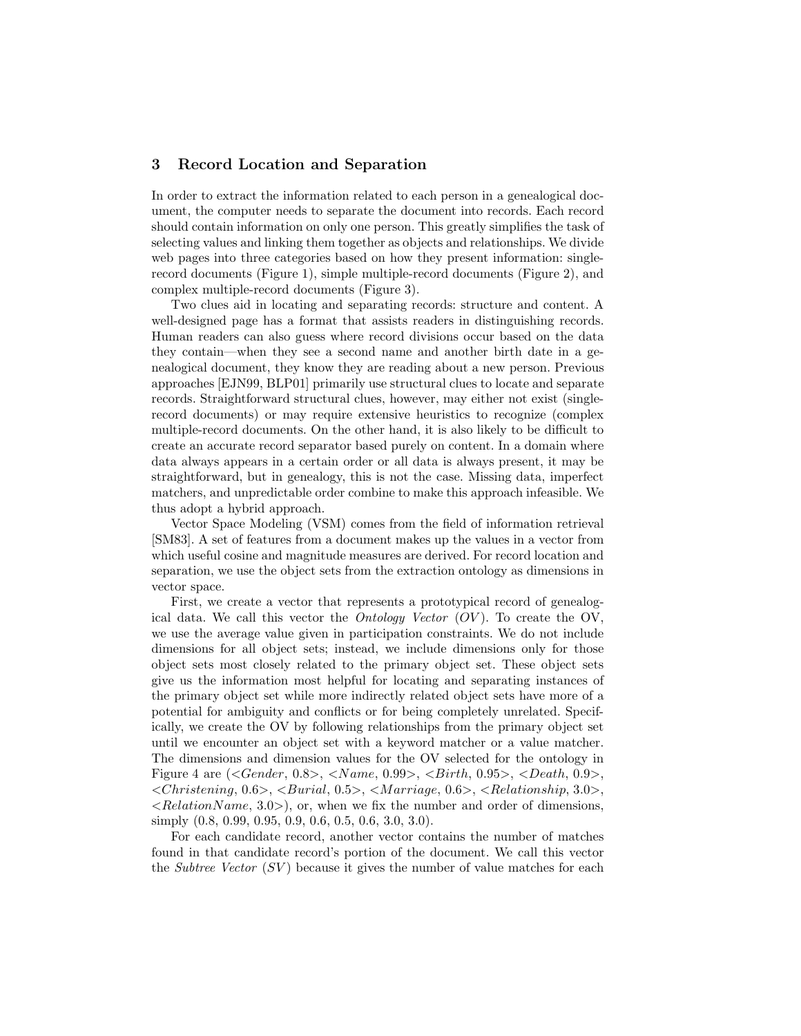## 3 Record Location and Separation

In order to extract the information related to each person in a genealogical document, the computer needs to separate the document into records. Each record should contain information on only one person. This greatly simplifies the task of selecting values and linking them together as objects and relationships. We divide web pages into three categories based on how they present information: single-record documents (Figure 1), simple multiple-record documents (Figure 2), and complex multiple-record documents (Figure 3).

Two clues aid in locating and separating records: structure and content. A well-designed page has a format that assists readers in distinguishing records. Human readers can also guess where record divisions occur based on the data they contain—when they see a second name and another birth date in a genealogical document, they know they are reading about a new person. Previous approaches [EJN99, BLP01] primarily use structural clues to locate and separate records. Straightforward structural clues, however, may either not exist (single-record documents) or may require extensive heuristics to recognize (complex multiple-record documents. On the other hand, it is also likely to be difficult to create an accurate record separator based purely on content. In a domain where data always appears in a certain order or all data is always present, it may be straightforward, but in genealogy, this is not the case. Missing data, imperfect matchers, and unpredictable order combine to make this approach infeasible. We thus adopt a hybrid approach.

Vector Space Modeling (VSM) comes from the field of information retrieval [SM83]. A set of features from a document makes up the values in a vector from which useful cosine and magnitude measures are derived. For record location and separation, we use the object sets from the extraction ontology as dimensions in vector space.

First, we create a vector that represents a prototypical record of genealogical data. We call this vector the *Ontology Vector* (*OV*). To create the OV, we use the average value given in participation constraints. We do not include dimensions for all object sets; instead, we include dimensions only for those object sets most closely related to the primary object set. These object sets give us the information most helpful for locating and separating instances of the primary object set while more indirectly related object sets have more of a potential for ambiguity and conflicts or for being completely unrelated. Specifically, we create the OV by following relationships from the primary object set until we encounter an object set with a keyword matcher or a value matcher. The dimensions and dimension values for the OV selected for the ontology in Figure 4 are (<*Gender*, 0.8>, <*Name*, 0.99>, <*Birth*, 0.95>, <*Death*, 0.9>, <*Christening*, 0.6>, <*Burial*, 0.5>, <*Marriage*, 0.6>, <*Relationship*, 3.0>, <*RelationName*, 3.0>), or, when we fix the number and order of dimensions, simply (0.8, 0.99, 0.95, 0.9, 0.6, 0.5, 0.6, 3.0, 3.0).

For each candidate record, another vector contains the number of matches found in that candidate record's portion of the document. We call this vector the *Subtree Vector* (*SV*) because it gives the number of value matches for each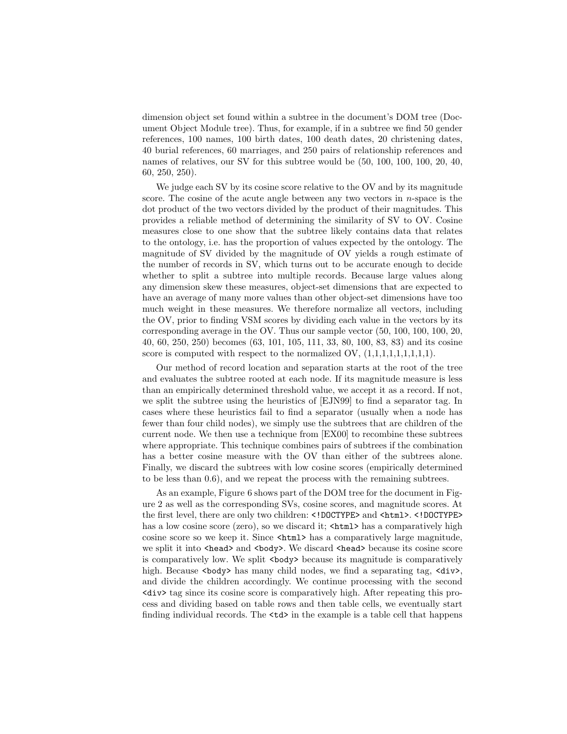dimension object set found within a subtree in the document's DOM tree (Document Object Module tree). Thus, for example, if in a subtree we find 50 gender references, 100 names, 100 birth dates, 100 death dates, 20 christening dates, 40 burial references, 60 marriages, and 250 pairs of relationship references and names of relatives, our SV for this subtree would be (50, 100, 100, 100, 20, 40, 60, 250, 250).

We judge each SV by its cosine score relative to the OV and by its magnitude score. The cosine of the acute angle between any two vectors in $n$-space is the dot product of the two vectors divided by the product of their magnitudes. This provides a reliable method of determining the similarity of SV to OV. Cosine measures close to one show that the subtree likely contains data that relates to the ontology, i.e. has the proportion of values expected by the ontology. The magnitude of SV divided by the magnitude of OV yields a rough estimate of the number of records in SV, which turns out to be accurate enough to decide whether to split a subtree into multiple records. Because large values along any dimension skew these measures, object-set dimensions that are expected to have an average of many more values than other object-set dimensions have too much weight in these measures. We therefore normalize all vectors, including the OV, prior to finding VSM scores by dividing each value in the vectors by its corresponding average in the OV. Thus our sample vector (50, 100, 100, 100, 20, 40, 60, 250, 250) becomes (63, 101, 105, 111, 33, 80, 100, 83, 83) and its cosine score is computed with respect to the normalized OV, (1,1,1,1,1,1,1,1,1).

Our method of record location and separation starts at the root of the tree and evaluates the subtree rooted at each node. If its magnitude measure is less than an empirically determined threshold value, we accept it as a record. If not, we split the subtree using the heuristics of [EJN99] to find a separator tag. In cases where these heuristics fail to find a separator (usually when a node has fewer than four child nodes), we simply use the subtrees that are children of the current node. We then use a technique from [EX00] to recombine these subtrees where appropriate. This technique combines pairs of subtrees if the combination has a better cosine measure with the OV than either of the subtrees alone. Finally, we discard the subtrees with low cosine scores (empirically determined to be less than 0.6), and we repeat the process with the remaining subtrees.

As an example, Figure 6 shows part of the DOM tree for the document in Figure 2 as well as the corresponding SVs, cosine scores, and magnitude scores. At the first level, there are only two children: `<!DOCTYPE>` and `<html>`. `<!DOCTYPE>` has a low cosine score (zero), so we discard it; `<html>` has a comparatively high cosine score so we keep it. Since `<html>` has a comparatively large magnitude, we split it into `<head>` and `<body>`. We discard `<head>` because its cosine score is comparatively low. We split `<body>` because its magnitude is comparatively high. Because `<body>` has many child nodes, we find a separating tag, `<div>`, and divide the children accordingly. We continue processing with the second `<div>` tag since its cosine score is comparatively high. After repeating this process and dividing based on table rows and then table cells, we eventually start finding individual records. The `<td>` in the example is a table cell that happens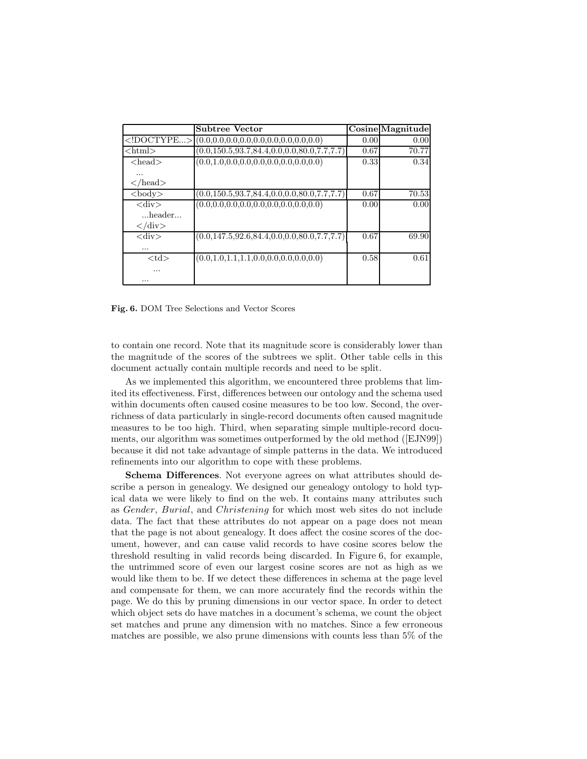| | Subtree Vector | Cosine | Magnitude |
|---|---|---|---|
| <!DOCTYPE...> | (0.0,0.0,0.0,0.0,0.0,0.0,0.0,0.0,0.0) | 0.00 | 0.00 |
| <html> | (0.0,150.5,93.7,84.4,0.0,0.0,80.0,7.7,7.7) | 0.67 | 70.77 |
| <head> ... </head> | (0.0,1.0,0.0,0.0,0.0,0.0,0.0,0.0,0.0) | 0.33 | 0.34 |
| <body> | (0.0,150.5,93.7,84.4,0.0,0.0,80.0,7.7,7.7) | 0.67 | 70.53 |
| <div> ...header... </div> | (0.0,0.0,0.0,0.0,0.0,0.0,0.0,0.0,0.0) | 0.00 | 0.00 |
| <div> ... | (0.0,147.5,92.6,84.4,0.0,0.0,80.0,7.7,7.7) | 0.67 | 69.90 |
| <td> ... ... | (0.0,1.0,1.1,1.1,0.0,0.0,0.0,0.0,0.0) | 0.58 | 0.61 |

**Fig. 6.** DOM Tree Selections and Vector Scores

to contain one record. Note that its magnitude score is considerably lower than the magnitude of the scores of the subtrees we split. Other table cells in this document actually contain multiple records and need to be split.

As we implemented this algorithm, we encountered three problems that limited its effectiveness. First, differences between our ontology and the schema used within documents often caused cosine measures to be too low. Second, the overrichness of data particularly in single-record documents often caused magnitude measures to be too high. Third, when separating simple multiple-record documents, our algorithm was sometimes outperformed by the old method ([EJN99]) because it did not take advantage of simple patterns in the data. We introduced refinements into our algorithm to cope with these problems.

**Schema Differences**. Not everyone agrees on what attributes should describe a person in genealogy. We designed our genealogy ontology to hold typical data we were likely to find on the web. It contains many attributes such as *Gender*, *Burial*, and *Christening* for which most web sites do not include data. The fact that these attributes do not appear on a page does not mean that the page is not about genealogy. It does affect the cosine scores of the document, however, and can cause valid records to have cosine scores below the threshold resulting in valid records being discarded. In Figure 6, for example, the untrimmed score of even our largest cosine scores are not as high as we would like them to be. If we detect these differences in schema at the page level and compensate for them, we can more accurately find the records within the page. We do this by pruning dimensions in our vector space. In order to detect which object sets do have matches in a document's schema, we count the object set matches and prune any dimension with no matches. Since a few erroneous matches are possible, we also prune dimensions with counts less than 5% of the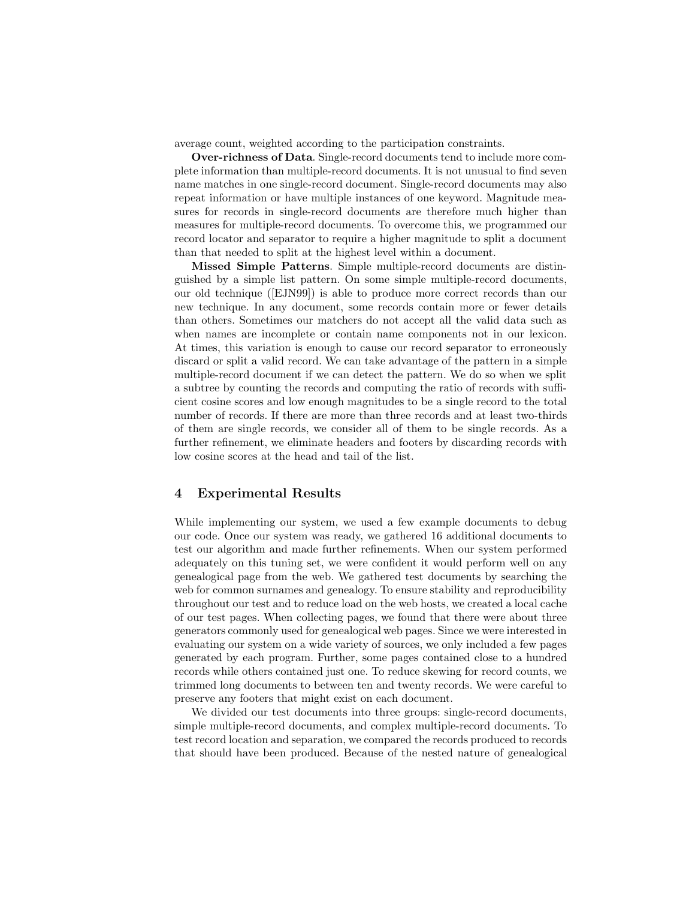average count, weighted according to the participation constraints.

**Over-richness of Data**. Single-record documents tend to include more complete information than multiple-record documents. It is not unusual to find seven name matches in one single-record document. Single-record documents may also repeat information or have multiple instances of one keyword. Magnitude measures for records in single-record documents are therefore much higher than measures for multiple-record documents. To overcome this, we programmed our record locator and separator to require a higher magnitude to split a document than that needed to split at the highest level within a document.

**Missed Simple Patterns**. Simple multiple-record documents are distinguished by a simple list pattern. On some simple multiple-record documents, our old technique ([EJN99]) is able to produce more correct records than our new technique. In any document, some records contain more or fewer details than others. Sometimes our matchers do not accept all the valid data such as when names are incomplete or contain name components not in our lexicon. At times, this variation is enough to cause our record separator to erroneously discard or split a valid record. We can take advantage of the pattern in a simple multiple-record document if we can detect the pattern. We do so when we split a subtree by counting the records and computing the ratio of records with sufficient cosine scores and low enough magnitudes to be a single record to the total number of records. If there are more than three records and at least two-thirds of them are single records, we consider all of them to be single records. As a further refinement, we eliminate headers and footers by discarding records with low cosine scores at the head and tail of the list.

## 4 Experimental Results

While implementing our system, we used a few example documents to debug our code. Once our system was ready, we gathered 16 additional documents to test our algorithm and made further refinements. When our system performed adequately on this tuning set, we were confident it would perform well on any genealogical page from the web. We gathered test documents by searching the web for common surnames and genealogy. To ensure stability and reproducibility throughout our test and to reduce load on the web hosts, we created a local cache of our test pages. When collecting pages, we found that there were about three generators commonly used for genealogical web pages. Since we were interested in evaluating our system on a wide variety of sources, we only included a few pages generated by each program. Further, some pages contained close to a hundred records while others contained just one. To reduce skewing for record counts, we trimmed long documents to between ten and twenty records. We were careful to preserve any footers that might exist on each document.

We divided our test documents into three groups: single-record documents, simple multiple-record documents, and complex multiple-record documents. To test record location and separation, we compared the records produced to records that should have been produced. Because of the nested nature of genealogical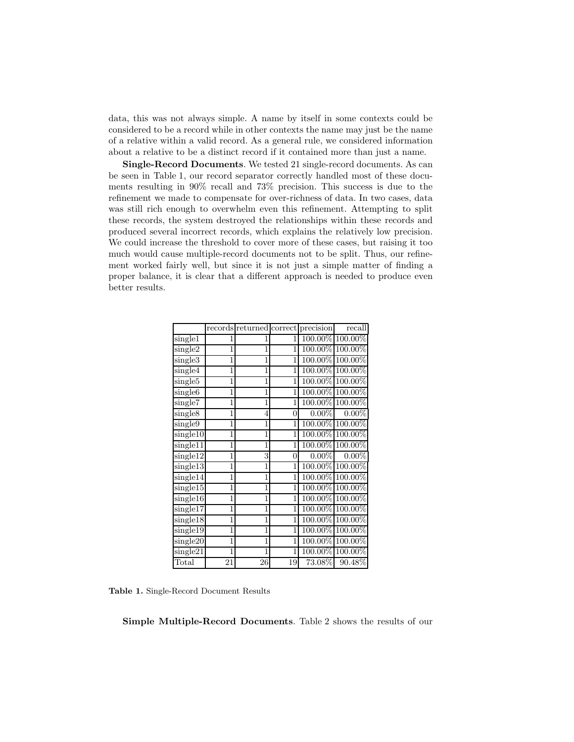data, this was not always simple. A name by itself in some contexts could be considered to be a record while in other contexts the name may just be the name of a relative within a valid record. As a general rule, we considered information about a relative to be a distinct record if it contained more than just a name.

**Single-Record Documents**. We tested 21 single-record documents. As can be seen in Table 1, our record separator correctly handled most of these documents resulting in 90% recall and 73% precision. This success is due to the refinement we made to compensate for over-richness of data. In two cases, data was still rich enough to overwhelm even this refinement. Attempting to split these records, the system destroyed the relationships within these records and produced several incorrect records, which explains the relatively low precision. We could increase the threshold to cover more of these cases, but raising it too much would cause multiple-record documents not to be split. Thus, our refinement worked fairly well, but since it is not just a simple matter of finding a proper balance, it is clear that a different approach is needed to produce even better results.

| | records | returned | correct | precision | recall |
|---|---|---|---|---|---|
| single1 | 1 | 1 | 1 | 100.00% | 100.00% |
| single2 | 1 | 1 | 1 | 100.00% | 100.00% |
| single3 | 1 | 1 | 1 | 100.00% | 100.00% |
| single4 | 1 | 1 | 1 | 100.00% | 100.00% |
| single5 | 1 | 1 | 1 | 100.00% | 100.00% |
| single6 | 1 | 1 | 1 | 100.00% | 100.00% |
| single7 | 1 | 1 | 1 | 100.00% | 100.00% |
| single8 | 1 | 4 | 0 | 0.00% | 0.00% |
| single9 | 1 | 1 | 1 | 100.00% | 100.00% |
| single10 | 1 | 1 | 1 | 100.00% | 100.00% |
| single11 | 1 | 1 | 1 | 100.00% | 100.00% |
| single12 | 1 | 3 | 0 | 0.00% | 0.00% |
| single13 | 1 | 1 | 1 | 100.00% | 100.00% |
| single14 | 1 | 1 | 1 | 100.00% | 100.00% |
| single15 | 1 | 1 | 1 | 100.00% | 100.00% |
| single16 | 1 | 1 | 1 | 100.00% | 100.00% |
| single17 | 1 | 1 | 1 | 100.00% | 100.00% |
| single18 | 1 | 1 | 1 | 100.00% | 100.00% |
| single19 | 1 | 1 | 1 | 100.00% | 100.00% |
| single20 | 1 | 1 | 1 | 100.00% | 100.00% |
| single21 | 1 | 1 | 1 | 100.00% | 100.00% |
| Total | 21 | 26 | 19 | 73.08% | 90.48% |

**Table 1.** Single-Record Document Results

**Simple Multiple-Record Documents**. Table 2 shows the results of our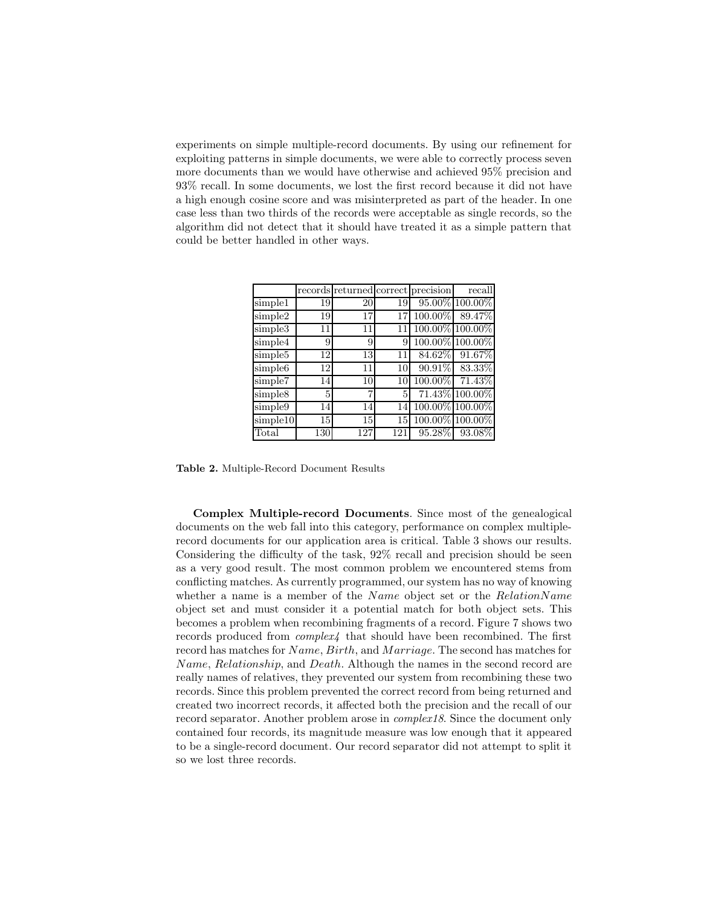experiments on simple multiple-record documents. By using our refinement for exploiting patterns in simple documents, we were able to correctly process seven more documents than we would have otherwise and achieved 95% precision and 93% recall. In some documents, we lost the first record because it did not have a high enough cosine score and was misinterpreted as part of the header. In one case less than two thirds of the records were acceptable as single records, so the algorithm did not detect that it should have treated it as a simple pattern that could be better handled in other ways.

| | records | returned | correct | precision | recall |
|---|---|---|---|---|---|
| simple1 | 19 | 20 | 19 | 95.00% | 100.00% |
| simple2 | 19 | 17 | 17 | 100.00% | 89.47% |
| simple3 | 11 | 11 | 11 | 100.00% | 100.00% |
| simple4 | 9 | 9 | 9 | 100.00% | 100.00% |
| simple5 | 12 | 13 | 11 | 84.62% | 91.67% |
| simple6 | 12 | 11 | 10 | 90.91% | 83.33% |
| simple7 | 14 | 10 | 10 | 100.00% | 71.43% |
| simple8 | 5 | 7 | 5 | 71.43% | 100.00% |
| simple9 | 14 | 14 | 14 | 100.00% | 100.00% |
| simple10 | 15 | 15 | 15 | 100.00% | 100.00% |
| Total | 130 | 127 | 121 | 95.28% | 93.08% |

**Table 2.** Multiple-Record Document Results

**Complex Multiple-record Documents**. Since most of the genealogical documents on the web fall into this category, performance on complex multiple-record documents for our application area is critical. Table 3 shows our results. Considering the difficulty of the task, 92% recall and precision should be seen as a very good result. The most common problem we encountered stems from conflicting matches. As currently programmed, our system has no way of knowing whether a name is a member of the *Name* object set or the *RelationName* object set and must consider it a potential match for both object sets. This becomes a problem when recombining fragments of a record. Figure 7 shows two records produced from *complex4* that should have been recombined. The first record has matches for *Name*, *Birth*, and *Marriage*. The second has matches for *Name*, *Relationship*, and *Death*. Although the names in the second record are really names of relatives, they prevented our system from recombining these two records. Since this problem prevented the correct record from being returned and created two incorrect records, it affected both the precision and the recall of our record separator. Another problem arose in *complex18*. Since the document only contained four records, its magnitude measure was low enough that it appeared to be a single-record document. Our record separator did not attempt to split it so we lost three records.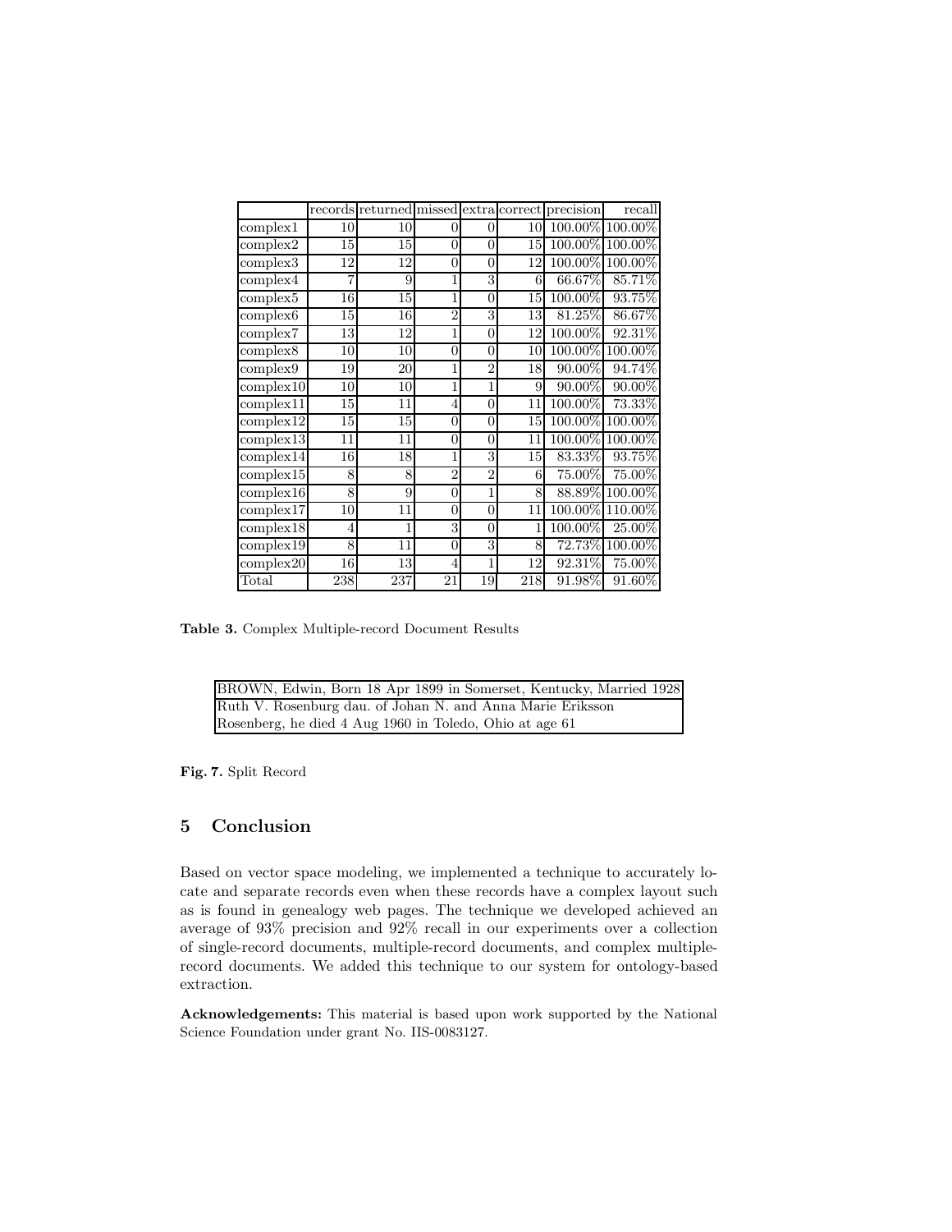|  | records | returned | missed | extra | correct | precision | recall |
|---|---|---|---|---|---|---|---|
| complex1 | 10 | 10 | 0 | 0 | 10 | 100.00% | 100.00% |
| complex2 | 15 | 15 | 0 | 0 | 15 | 100.00% | 100.00% |
| complex3 | 12 | 12 | 0 | 0 | 12 | 100.00% | 100.00% |
| complex4 | 7 | 9 | 1 | 3 | 6 | 66.67% | 85.71% |
| complex5 | 16 | 15 | 1 | 0 | 15 | 100.00% | 93.75% |
| complex6 | 15 | 16 | 2 | 3 | 13 | 81.25% | 86.67% |
| complex7 | 13 | 12 | 1 | 0 | 12 | 100.00% | 92.31% |
| complex8 | 10 | 10 | 0 | 0 | 10 | 100.00% | 100.00% |
| complex9 | 19 | 20 | 1 | 2 | 18 | 90.00% | 94.74% |
| complex10 | 10 | 10 | 1 | 1 | 9 | 90.00% | 90.00% |
| complex11 | 15 | 11 | 4 | 0 | 11 | 100.00% | 73.33% |
| complex12 | 15 | 15 | 0 | 0 | 15 | 100.00% | 100.00% |
| complex13 | 11 | 11 | 0 | 0 | 11 | 100.00% | 100.00% |
| complex14 | 16 | 18 | 1 | 3 | 15 | 83.33% | 93.75% |
| complex15 | 8 | 8 | 2 | 2 | 6 | 75.00% | 75.00% |
| complex16 | 8 | 9 | 0 | 1 | 8 | 88.89% | 100.00% |
| complex17 | 10 | 11 | 0 | 0 | 11 | 100.00% | 110.00% |
| complex18 | 4 | 1 | 3 | 0 | 1 | 100.00% | 25.00% |
| complex19 | 8 | 11 | 0 | 3 | 8 | 72.73% | 100.00% |
| complex20 | 16 | 13 | 4 | 1 | 12 | 92.31% | 75.00% |
| Total | 238 | 237 | 21 | 19 | 218 | 91.98% | 91.60% |

**Table 3.** Complex Multiple-record Document Results

| BROWN, Edwin, Born 18 Apr 1899 in Somerset, Kentucky, Married 1928 |
|---|
| Ruth V. Rosenburg dau. of Johan N. and Anna Marie Eriksson |
| Rosenberg, he died 4 Aug 1960 in Toledo, Ohio at age 61 |

**Fig. 7.** Split Record

## 5 Conclusion

Based on vector space modeling, we implemented a technique to accurately locate and separate records even when these records have a complex layout such as is found in genealogy web pages. The technique we developed achieved an average of 93% precision and 92% recall in our experiments over a collection of single-record documents, multiple-record documents, and complex multiple-record documents. We added this technique to our system for ontology-based extraction.

**Acknowledgements:** This material is based upon work supported by the National Science Foundation under grant No. IIS-0083127.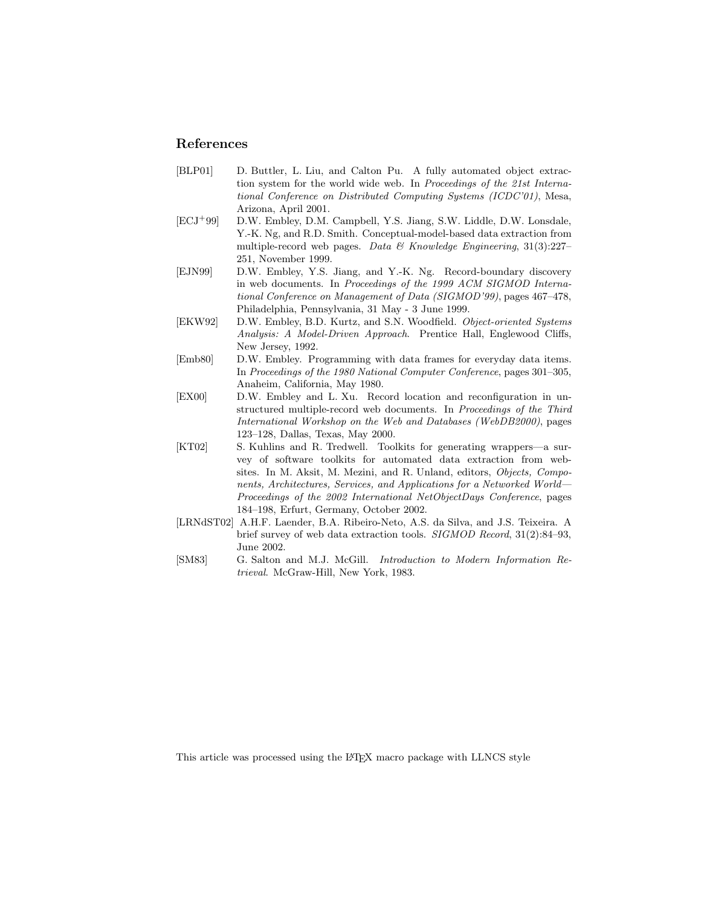## References

[BLP01] D. Buttler, L. Liu, and Calton Pu. A fully automated object extraction system for the world wide web. In *Proceedings of the 21st International Conference on Distributed Computing Systems (ICDC'01)*, Mesa, Arizona, April 2001.

[ECJ+99] D.W. Embley, D.M. Campbell, Y.S. Jiang, S.W. Liddle, D.W. Lonsdale, Y.-K. Ng, and R.D. Smith. Conceptual-model-based data extraction from multiple-record web pages. *Data & Knowledge Engineering*, 31(3):227–251, November 1999.

[EJN99] D.W. Embley, Y.S. Jiang, and Y.-K. Ng. Record-boundary discovery in web documents. In *Proceedings of the 1999 ACM SIGMOD International Conference on Management of Data (SIGMOD'99)*, pages 467–478, Philadelphia, Pennsylvania, 31 May - 3 June 1999.

[EKW92] D.W. Embley, B.D. Kurtz, and S.N. Woodfield. *Object-oriented Systems Analysis: A Model-Driven Approach*. Prentice Hall, Englewood Cliffs, New Jersey, 1992.

[Emb80] D.W. Embley. Programming with data frames for everyday data items. In *Proceedings of the 1980 National Computer Conference*, pages 301–305, Anaheim, California, May 1980.

[EX00] D.W. Embley and L. Xu. Record location and reconfiguration in unstructured multiple-record web documents. In *Proceedings of the Third International Workshop on the Web and Databases (WebDB2000)*, pages 123–128, Dallas, Texas, May 2000.

[KT02] S. Kuhlins and R. Tredwell. Toolkits for generating wrappers—a survey of software toolkits for automated data extraction from websites. In M. Aksit, M. Mezini, and R. Unland, editors, *Objects, Components, Architectures, Services, and Applications for a Networked World—Proceedings of the 2002 International NetObjectDays Conference*, pages 184–198, Erfurt, Germany, October 2002.

[LRNdST02] A.H.F. Laender, B.A. Ribeiro-Neto, A.S. da Silva, and J.S. Teixeira. A brief survey of web data extraction tools. *SIGMOD Record*, 31(2):84–93, June 2002.

[SM83] G. Salton and M.J. McGill. *Introduction to Modern Information Retrieval*. McGraw-Hill, New York, 1983.

This article was processed using the LaTeX macro package with LLNCS style